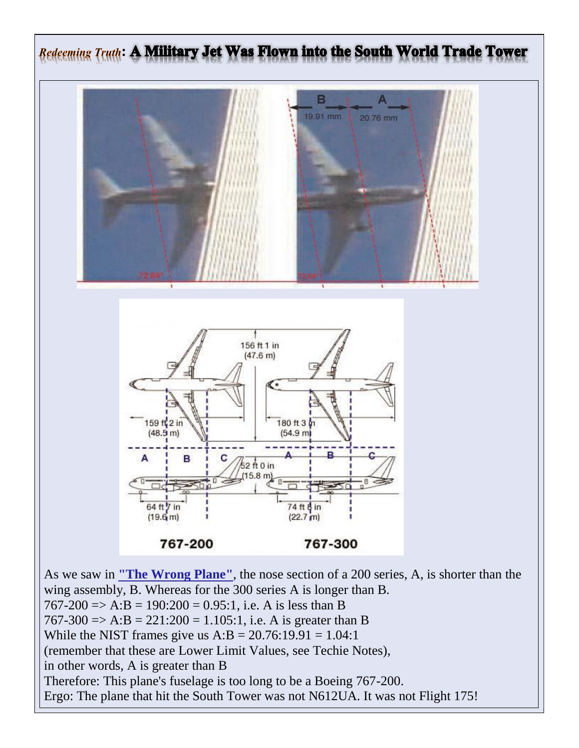# *Redeeming Truth*: A Military Jet Was Flown into the South World Trade Tower

As we saw in **"The Wrong Plane"**, the nose section of a 200 series, A, is shorter than the wing assembly, B. Whereas for the 300 series A is longer than B.
767-200 => A:B = 190:200 = 0.95:1, i.e. A is less than B
767-300 => A:B = 221:200 = 1.105:1, i.e. A is greater than B
While the NIST frames give us A:B = 20.76:19.91 = 1.04:1
(remember that these are Lower Limit Values, see Techie Notes),
in other words, A is greater than B
Therefore: This plane's fuselage is too long to be a Boeing 767-200.
Ergo: The plane that hit the South Tower was not N612UA. It was not Flight 175!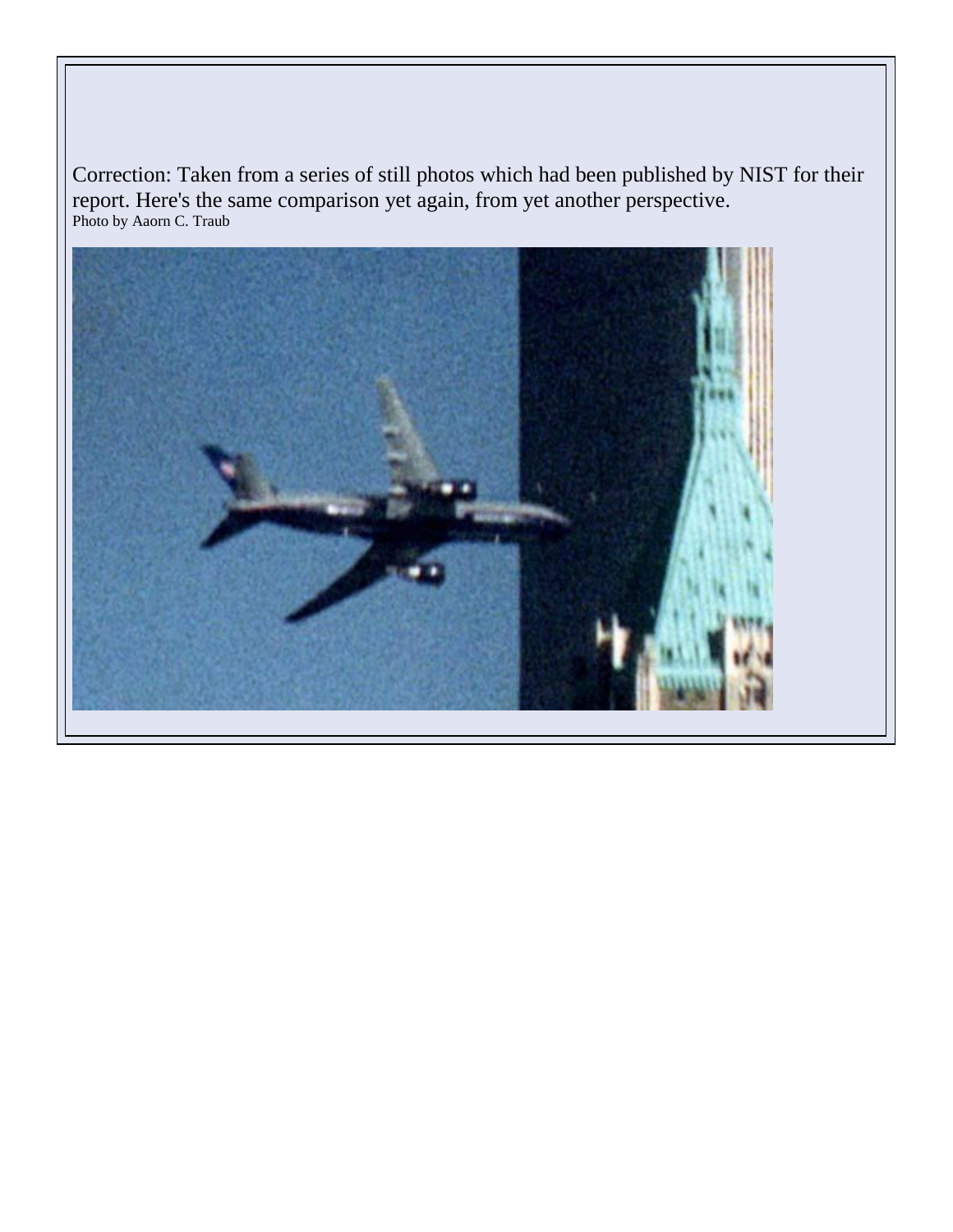Correction: Taken from a series of still photos which had been published by NIST for their report. Here's the same comparison yet again, from yet another perspective.

Photo by Aaorn C. Traub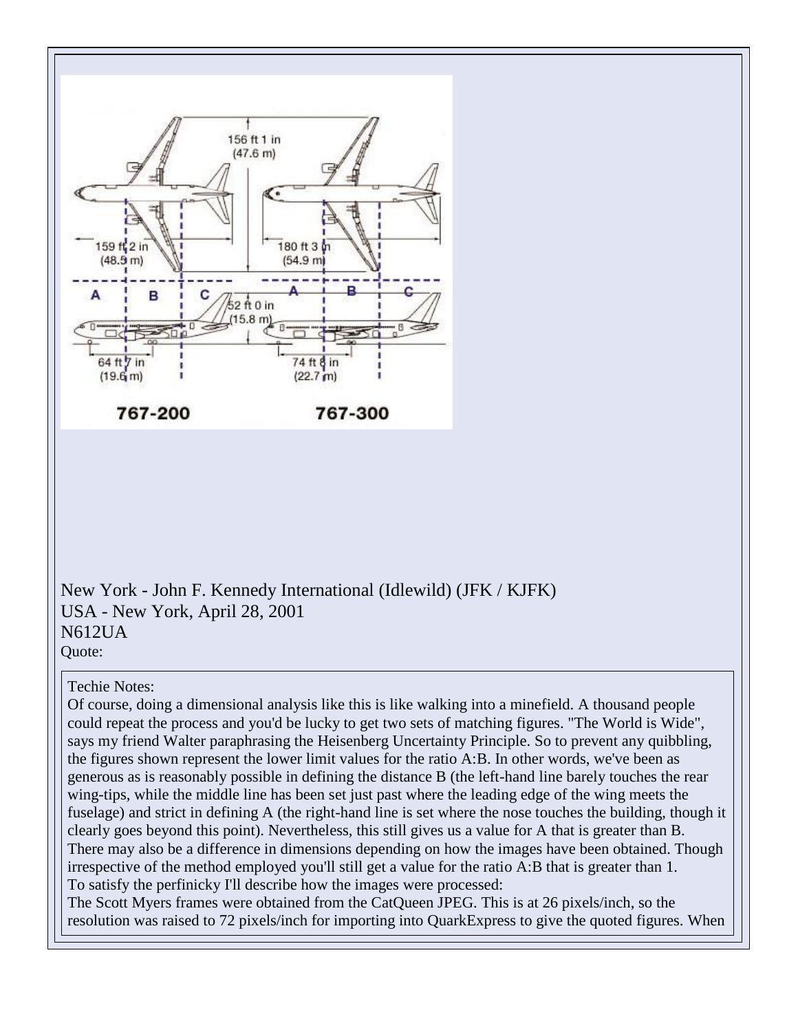New York - John F. Kennedy International (Idlewild) (JFK / KJFK)
USA - New York, April 28, 2001
N612UA
Quote:

> Techie Notes:
> Of course, doing a dimensional analysis like this is like walking into a minefield. A thousand people could repeat the process and you'd be lucky to get two sets of matching figures. "The World is Wide", says my friend Walter paraphrasing the Heisenberg Uncertainty Principle. So to prevent any quibbling, the figures shown represent the lower limit values for the ratio A:B. In other words, we've been as generous as is reasonably possible in defining the distance B (the left-hand line barely touches the rear wing-tips, while the middle line has been set just past where the leading edge of the wing meets the fuselage) and strict in defining A (the right-hand line is set where the nose touches the building, though it clearly goes beyond this point). Nevertheless, this still gives us a value for A that is greater than B. There may also be a difference in dimensions depending on how the images have been obtained. Though irrespective of the method employed you'll still get a value for the ratio A:B that is greater than 1.
> To satisfy the perfinicky I'll describe how the images were processed:
> The Scott Myers frames were obtained from the CatQueen JPEG. This is at 26 pixels/inch, so the resolution was raised to 72 pixels/inch for importing into QuarkExpress to give the quoted figures. When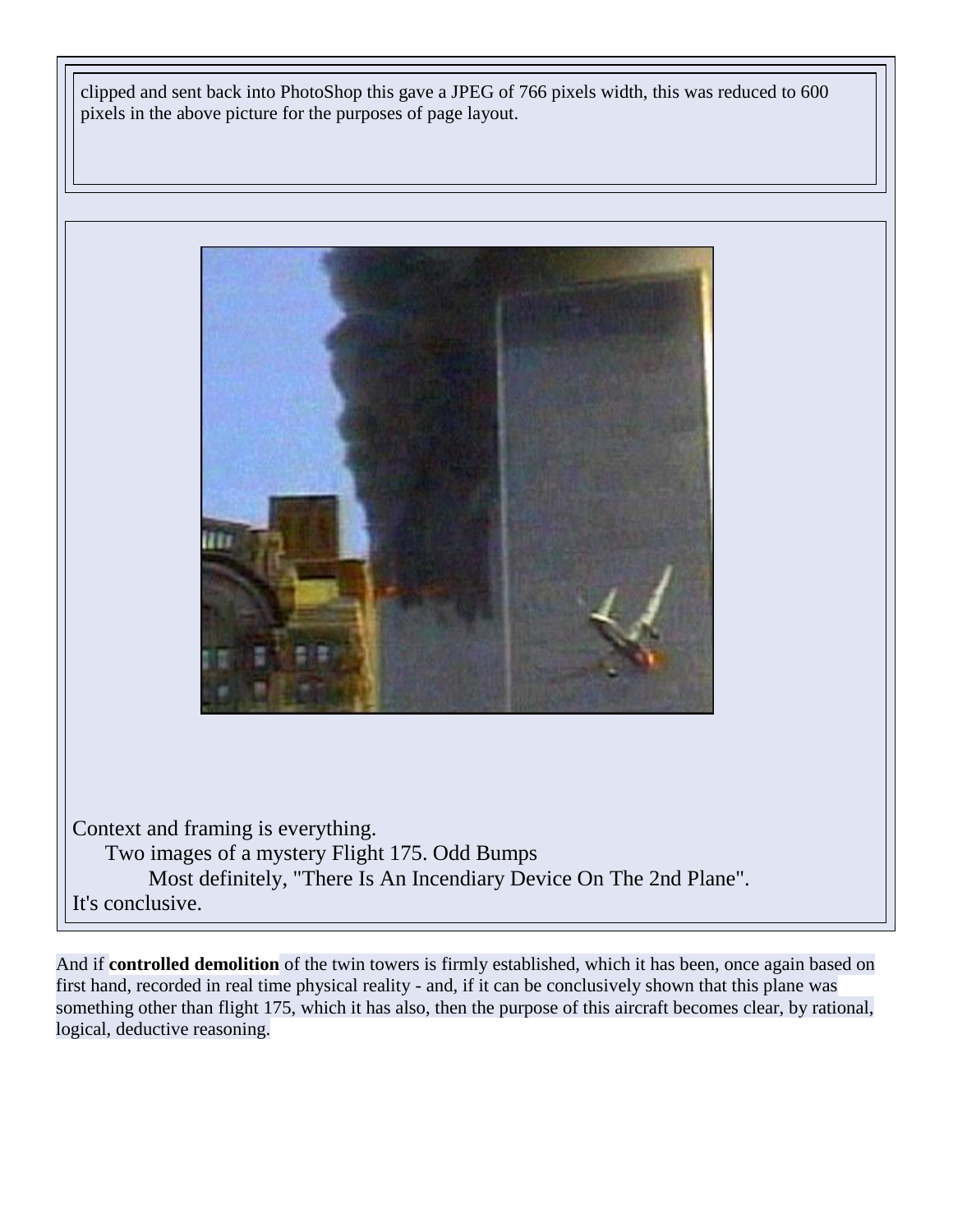clipped and sent back into PhotoShop this gave a JPEG of 766 pixels width, this was reduced to 600 pixels in the above picture for the purposes of page layout.

Context and framing is everything.
Two images of a mystery Flight 175. Odd Bumps
Most definitely, "There Is An Incendiary Device On The 2nd Plane".
It's conclusive.

And if **controlled demolition** of the twin towers is firmly established, which it has been, once again based on first hand, recorded in real time physical reality - and, if it can be conclusively shown that this plane was something other than flight 175, which it has also, then the purpose of this aircraft becomes clear, by rational, logical, deductive reasoning.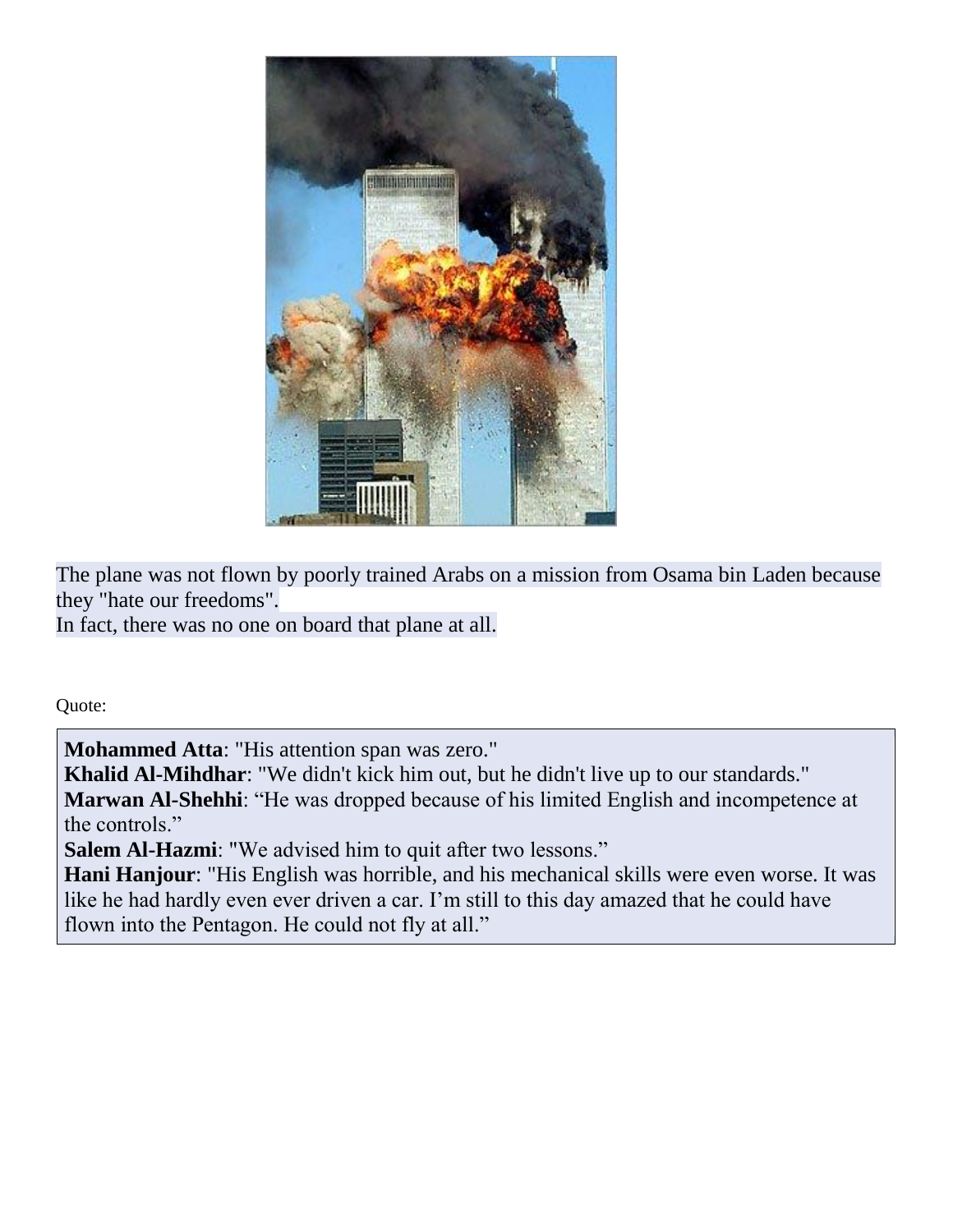The plane was not flown by poorly trained Arabs on a mission from Osama bin Laden because they "hate our freedoms".
In fact, there was no one on board that plane at all.

Quote:

> **Mohammed Atta**: "His attention span was zero."
> **Khalid Al-Mihdhar**: "We didn't kick him out, but he didn't live up to our standards."
> **Marwan Al-Shehhi**: "He was dropped because of his limited English and incompetence at the controls."
> **Salem Al-Hazmi**: "We advised him to quit after two lessons."
> **Hani Hanjour**: "His English was horrible, and his mechanical skills were even worse. It was like he had hardly even ever driven a car. I'm still to this day amazed that he could have flown into the Pentagon. He could not fly at all."